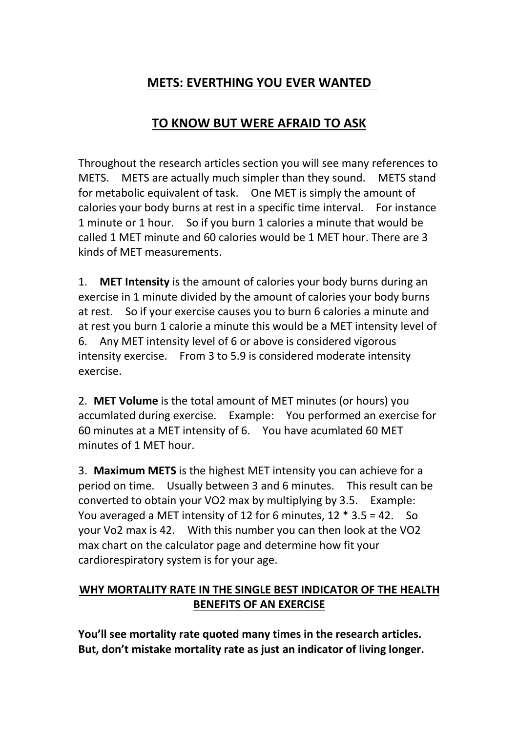# METS: EVERTHING YOU EVER WANTED

# TO KNOW BUT WERE AFRAID TO ASK

Throughout the research articles section you will see many references to METS. METS are actually much simpler than they sound. METS stand for metabolic equivalent of task. One MET is simply the amount of calories your body burns at rest in a specific time interval. For instance 1 minute or 1 hour. So if you burn 1 calories a minute that would be called 1 MET minute and 60 calories would be 1 MET hour. There are 3 kinds of MET measurements.

1. **MET Intensity** is the amount of calories your body burns during an exercise in 1 minute divided by the amount of calories your body burns at rest. So if your exercise causes you to burn 6 calories a minute and at rest you burn 1 calorie a minute this would be a MET intensity level of 6. Any MET intensity level of 6 or above is considered vigorous intensity exercise. From 3 to 5.9 is considered moderate intensity exercise.

2. **MET Volume** is the total amount of MET minutes (or hours) you accumlated during exercise. Example: You performed an exercise for 60 minutes at a MET intensity of 6. You have acumlated 60 MET minutes of 1 MET hour.

3. **Maximum METS** is the highest MET intensity you can achieve for a period on time. Usually between 3 and 6 minutes. This result can be converted to obtain your VO2 max by multiplying by 3.5. Example: You averaged a MET intensity of 12 for 6 minutes, 12 * 3.5 = 42. So your Vo2 max is 42. With this number you can then look at the VO2 max chart on the calculator page and determine how fit your cardiorespiratory system is for your age.

## WHY MORTALITY RATE IN THE SINGLE BEST INDICATOR OF THE HEALTH BENEFITS OF AN EXERCISE

**You'll see mortality rate quoted many times in the research articles. But, don't mistake mortality rate as just an indicator of living longer.**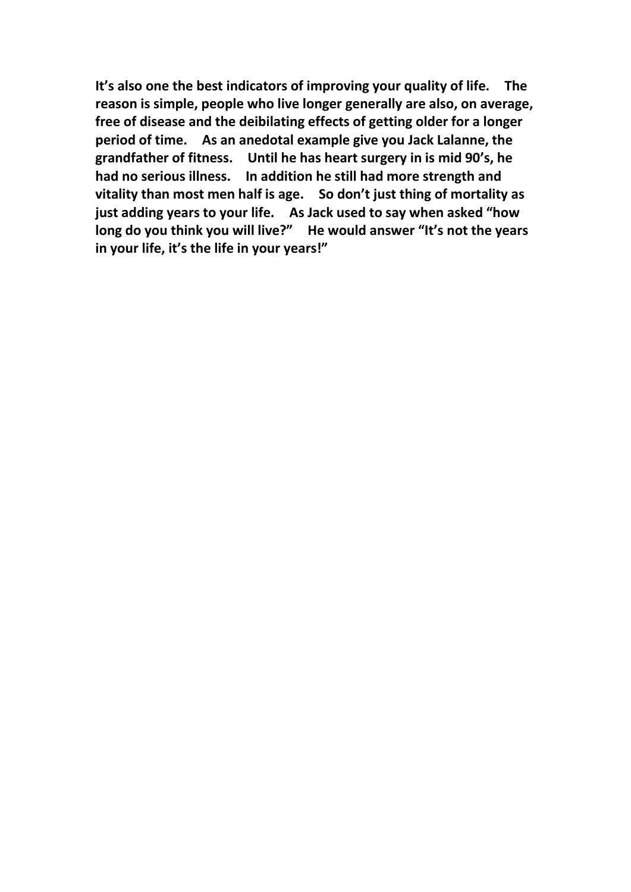**It's also one the best indicators of improving your quality of life. The reason is simple, people who live longer generally are also, on average, free of disease and the deibilating effects of getting older for a longer period of time. As an anedotal example give you Jack Lalanne, the grandfather of fitness. Until he has heart surgery in is mid 90's, he had no serious illness. In addition he still had more strength and vitality than most men half is age. So don't just thing of mortality as just adding years to your life. As Jack used to say when asked "how long do you think you will live?" He would answer "It's not the years in your life, it's the life in your years!"**